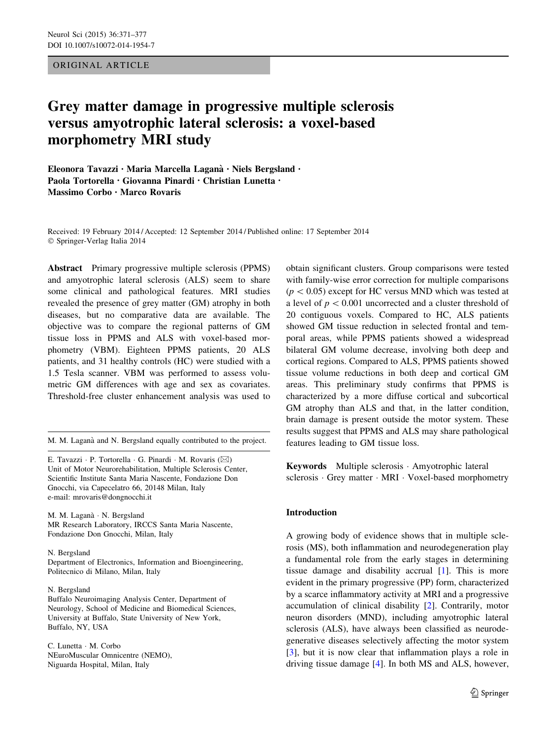ORIGINAL ARTICLE

# Grey matter damage in progressive multiple sclerosis versus amyotrophic lateral sclerosis: a voxel-based morphometry MRI study

**Eleonora Tavazzi · Maria Marcella Laganà · Niels Bergsland · Paola Tortorella · Giovanna Pinardi · Christian Lunetta · Massimo Corbo · Marco Rovaris**

Received: 19 February 2014 / Accepted: 12 September 2014 / Published online: 17 September 2014
© Springer-Verlag Italia 2014

**Abstract** Primary progressive multiple sclerosis (PPMS) and amyotrophic lateral sclerosis (ALS) seem to share some clinical and pathological features. MRI studies revealed the presence of grey matter (GM) atrophy in both diseases, but no comparative data are available. The objective was to compare the regional patterns of GM tissue loss in PPMS and ALS with voxel-based morphometry (VBM). Eighteen PPMS patients, 20 ALS patients, and 31 healthy controls (HC) were studied with a 1.5 Tesla scanner. VBM was performed to assess volumetric GM differences with age and sex as covariates. Threshold-free cluster enhancement analysis was used to obtain significant clusters. Group comparisons were tested with family-wise error correction for multiple comparisons ($p < 0.05$) except for HC versus MND which was tested at a level of $p < 0.001$ uncorrected and a cluster threshold of 20 contiguous voxels. Compared to HC, ALS patients showed GM tissue reduction in selected frontal and temporal areas, while PPMS patients showed a widespread bilateral GM volume decrease, involving both deep and cortical regions. Compared to ALS, PPMS patients showed tissue volume reductions in both deep and cortical GM areas. This preliminary study confirms that PPMS is characterized by a more diffuse cortical and subcortical GM atrophy than ALS and that, in the latter condition, brain damage is present outside the motor system. These results suggest that PPMS and ALS may share pathological features leading to GM tissue loss.

**Keywords** Multiple sclerosis · Amyotrophic lateral sclerosis · Grey matter · MRI · Voxel-based morphometry

M. M. Laganà and N. Bergsland equally contributed to the project.

E. Tavazzi · P. Tortorella · G. Pinardi · M. Rovaris (✉)
Unit of Motor Neurorehabilitation, Multiple Sclerosis Center, Scientific Institute Santa Maria Nascente, Fondazione Don Gnocchi, via Capecelatro 66, 20148 Milan, Italy
e-mail: mrovaris@dongnocchi.it

M. M. Laganà · N. Bergsland
MR Research Laboratory, IRCCS Santa Maria Nascente, Fondazione Don Gnocchi, Milan, Italy

N. Bergsland
Department of Electronics, Information and Bioengineering, Politecnico di Milano, Milan, Italy

N. Bergsland
Buffalo Neuroimaging Analysis Center, Department of Neurology, School of Medicine and Biomedical Sciences, University at Buffalo, State University of New York, Buffalo, NY, USA

C. Lunetta · M. Corbo
NEuroMuscular Omnicentre (NEMO), Niguarda Hospital, Milan, Italy

## Introduction

A growing body of evidence shows that in multiple sclerosis (MS), both inflammation and neurodegeneration play a fundamental role from the early stages in determining tissue damage and disability accrual [1]. This is more evident in the primary progressive (PP) form, characterized by a scarce inflammatory activity at MRI and a progressive accumulation of clinical disability [2]. Contrarily, motor neuron disorders (MND), including amyotrophic lateral sclerosis (ALS), have always been classified as neurodegenerative diseases selectively affecting the motor system [3], but it is now clear that inflammation plays a role in driving tissue damage [4]. In both MS and ALS, however,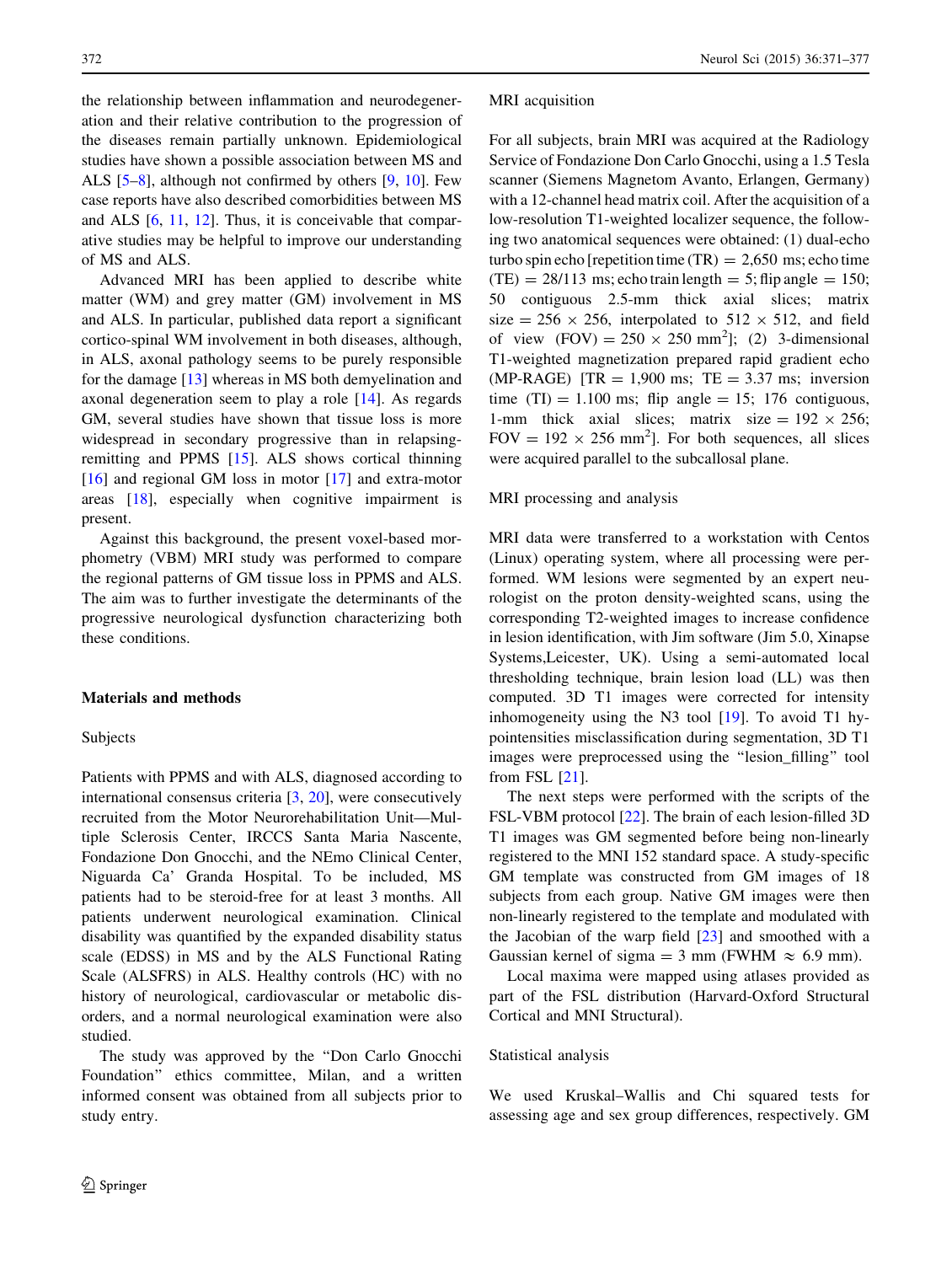the relationship between inflammation and neurodegeneration and their relative contribution to the progression of the diseases remain partially unknown. Epidemiological studies have shown a possible association between MS and ALS [5–8], although not confirmed by others [9, 10]. Few case reports have also described comorbidities between MS and ALS [6, 11, 12]. Thus, it is conceivable that comparative studies may be helpful to improve our understanding of MS and ALS.

Advanced MRI has been applied to describe white matter (WM) and grey matter (GM) involvement in MS and ALS. In particular, published data report a significant cortico-spinal WM involvement in both diseases, although, in ALS, axonal pathology seems to be purely responsible for the damage [13] whereas in MS both demyelination and axonal degeneration seem to play a role [14]. As regards GM, several studies have shown that tissue loss is more widespread in secondary progressive than in relapsing-remitting and PPMS [15]. ALS shows cortical thinning [16] and regional GM loss in motor [17] and extra-motor areas [18], especially when cognitive impairment is present.

Against this background, the present voxel-based morphometry (VBM) MRI study was performed to compare the regional patterns of GM tissue loss in PPMS and ALS. The aim was to further investigate the determinants of the progressive neurological dysfunction characterizing both these conditions.

## Materials and methods

### Subjects

Patients with PPMS and with ALS, diagnosed according to international consensus criteria [3, 20], were consecutively recruited from the Motor Neurorehabilitation Unit—Multiple Sclerosis Center, IRCCS Santa Maria Nascente, Fondazione Don Gnocchi, and the NEmo Clinical Center, Niguarda Ca' Granda Hospital. To be included, MS patients had to be steroid-free for at least 3 months. All patients underwent neurological examination. Clinical disability was quantified by the expanded disability status scale (EDSS) in MS and by the ALS Functional Rating Scale (ALSFRS) in ALS. Healthy controls (HC) with no history of neurological, cardiovascular or metabolic disorders, and a normal neurological examination were also studied.

The study was approved by the "Don Carlo Gnocchi Foundation" ethics committee, Milan, and a written informed consent was obtained from all subjects prior to study entry.

### MRI acquisition

For all subjects, brain MRI was acquired at the Radiology Service of Fondazione Don Carlo Gnocchi, using a 1.5 Tesla scanner (Siemens Magnetom Avanto, Erlangen, Germany) with a 12-channel head matrix coil. After the acquisition of a low-resolution T1-weighted localizer sequence, the following two anatomical sequences were obtained: (1) dual-echo turbo spin echo [repetition time (TR) = 2,650 ms; echo time (TE) = 28/113 ms; echo train length = 5; flip angle = 150; 50 contiguous 2.5-mm thick axial slices; matrix size = 256 × 256, interpolated to 512 × 512, and field of view (FOV) = 250 × 250 mm$^2$]; (2) 3-dimensional T1-weighted magnetization prepared rapid gradient echo (MP-RAGE) [TR = 1,900 ms; TE = 3.37 ms; inversion time (TI) = 1.100 ms; flip angle = 15; 176 contiguous, 1-mm thick axial slices; matrix size = 192 × 256; FOV = 192 × 256 mm$^2$]. For both sequences, all slices were acquired parallel to the subcallosal plane.

### MRI processing and analysis

MRI data were transferred to a workstation with Centos (Linux) operating system, where all processing were performed. WM lesions were segmented by an expert neurologist on the proton density-weighted scans, using the corresponding T2-weighted images to increase confidence in lesion identification, with Jim software (Jim 5.0, Xinapse Systems,Leicester, UK). Using a semi-automated local thresholding technique, brain lesion load (LL) was then computed. 3D T1 images were corrected for intensity inhomogeneity using the N3 tool [19]. To avoid T1 hypointensities misclassification during segmentation, 3D T1 images were preprocessed using the "lesion_filling" tool from FSL [21].

The next steps were performed with the scripts of the FSL-VBM protocol [22]. The brain of each lesion-filled 3D T1 images was GM segmented before being non-linearly registered to the MNI 152 standard space. A study-specific GM template was constructed from GM images of 18 subjects from each group. Native GM images were then non-linearly registered to the template and modulated with the Jacobian of the warp field [23] and smoothed with a Gaussian kernel of sigma = 3 mm (FWHM ≈ 6.9 mm).

Local maxima were mapped using atlases provided as part of the FSL distribution (Harvard-Oxford Structural Cortical and MNI Structural).

### Statistical analysis

We used Kruskal–Wallis and Chi squared tests for assessing age and sex group differences, respectively. GM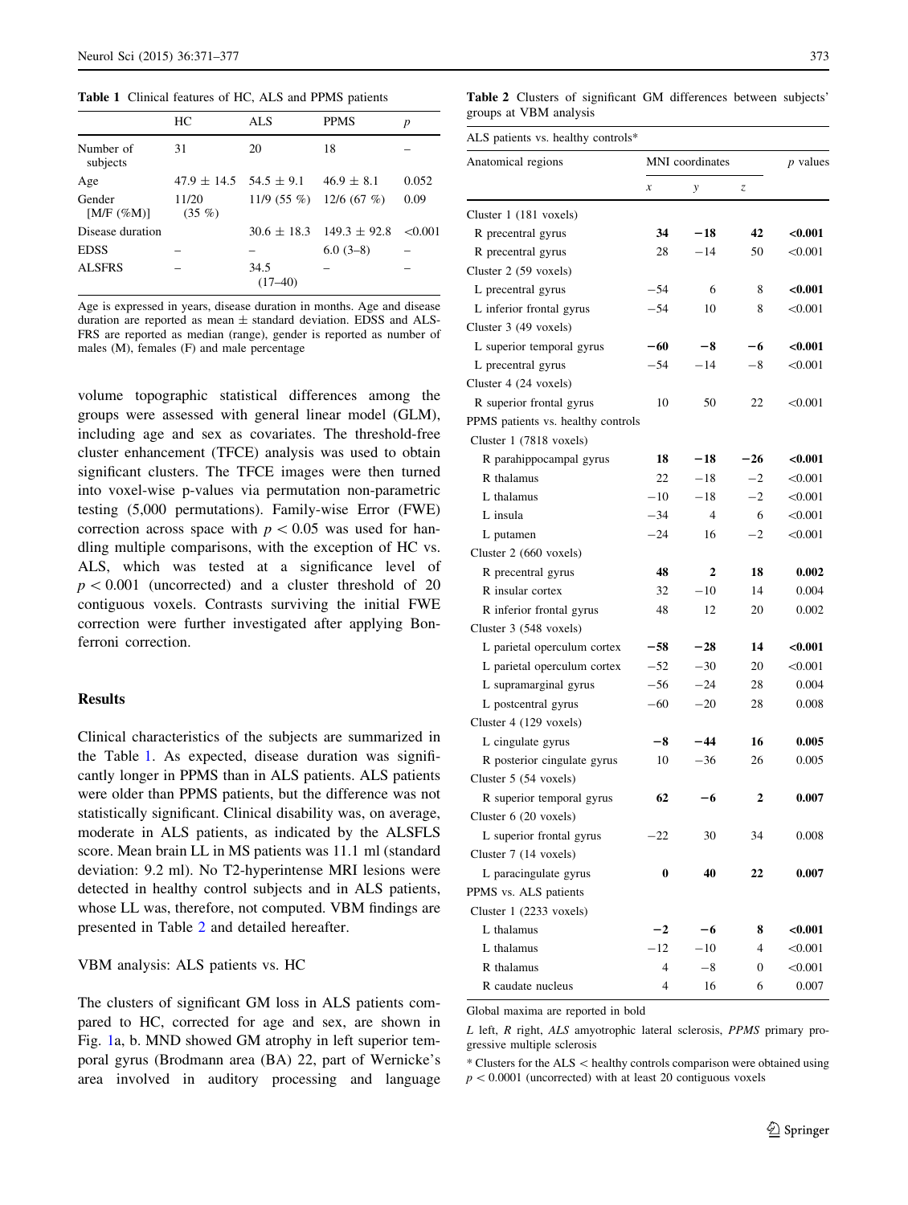Table 1 Clinical features of HC, ALS and PPMS patients

| | HC | ALS | PPMS | *p* |
|---|---|---|---|---|
| Number of subjects | 31 | 20 | 18 | – |
| Age | 47.9 ± 14.5 | 54.5 ± 9.1 | 46.9 ± 8.1 | 0.052 |
| Gender [M/F (%M)] | 11/20 (35 %) | 11/9 (55 %) | 12/6 (67 %) | 0.09 |
| Disease duration | | 30.6 ± 18.3 | 149.3 ± 92.8 | <0.001 |
| EDSS | – | – | 6.0 (3–8) | – |
| ALSFRS | – | 34.5 (17–40) | – | – |

Age is expressed in years, disease duration in months. Age and disease duration are reported as mean ± standard deviation. EDSS and ALS-FRS are reported as median (range), gender is reported as number of males (M), females (F) and male percentage

volume topographic statistical differences among the groups were assessed with general linear model (GLM), including age and sex as covariates. The threshold-free cluster enhancement (TFCE) analysis was used to obtain significant clusters. The TFCE images were then turned into voxel-wise p-values via permutation non-parametric testing (5,000 permutations). Family-wise Error (FWE) correction across space with $p < 0.05$ was used for handling multiple comparisons, with the exception of HC vs. ALS, which was tested at a significance level of $p < 0.001$ (uncorrected) and a cluster threshold of 20 contiguous voxels. Contrasts surviving the initial FWE correction were further investigated after applying Bonferroni correction.

## Results

Clinical characteristics of the subjects are summarized in the Table 1. As expected, disease duration was significantly longer in PPMS than in ALS patients. ALS patients were older than PPMS patients, but the difference was not statistically significant. Clinical disability was, on average, moderate in ALS patients, as indicated by the ALSFLS score. Mean brain LL in MS patients was 11.1 ml (standard deviation: 9.2 ml). No T2-hyperintense MRI lesions were detected in healthy control subjects and in ALS patients, whose LL was, therefore, not computed. VBM findings are presented in Table 2 and detailed hereafter.

### VBM analysis: ALS patients vs. HC

The clusters of significant GM loss in ALS patients compared to HC, corrected for age and sex, are shown in Fig. 1a, b. MND showed GM atrophy in left superior temporal gyrus (Brodmann area (BA) 22, part of Wernicke's area involved in auditory processing and language

Table 2 Clusters of significant GM differences between subjects' groups at VBM analysis

| Anatomical regions | MNI coordinates *x* | *y* | *z* | *p* values |
|---|---|---|---|---|
| **ALS patients vs. healthy controls*** | | | | |
| Cluster 1 (181 voxels) | | | | |
| R precentral gyrus | **34** | **−18** | **42** | **<0.001** |
| R precentral gyrus | 28 | −14 | 50 | <0.001 |
| Cluster 2 (59 voxels) | | | | |
| L precentral gyrus | −54 | 6 | 8 | **<0.001** |
| L inferior frontal gyrus | −54 | 10 | 8 | <0.001 |
| Cluster 3 (49 voxels) | | | | |
| L superior temporal gyrus | **−60** | **−8** | **−6** | **<0.001** |
| L precentral gyrus | −54 | −14 | −8 | <0.001 |
| Cluster 4 (24 voxels) | | | | |
| R superior frontal gyrus | 10 | 50 | 22 | <0.001 |
| **PPMS patients vs. healthy controls** | | | | |
| Cluster 1 (7818 voxels) | | | | |
| R parahippocampal gyrus | **18** | **−18** | **−26** | **<0.001** |
| R thalamus | 22 | −18 | −2 | <0.001 |
| L thalamus | −10 | −18 | −2 | <0.001 |
| L insula | −34 | 4 | 6 | <0.001 |
| L putamen | −24 | 16 | −2 | <0.001 |
| Cluster 2 (660 voxels) | | | | |
| R precentral gyrus | **48** | **2** | **18** | **0.002** |
| R insular cortex | 32 | −10 | 14 | 0.004 |
| R inferior frontal gyrus | 48 | 12 | 20 | 0.002 |
| Cluster 3 (548 voxels) | | | | |
| L parietal operculum cortex | **−58** | **−28** | **14** | **<0.001** |
| L parietal operculum cortex | −52 | −30 | 20 | <0.001 |
| L supramarginal gyrus | −56 | −24 | 28 | 0.004 |
| L postcentral gyrus | −60 | −20 | 28 | 0.008 |
| Cluster 4 (129 voxels) | | | | |
| L cingulate gyrus | **−8** | **−44** | **16** | **0.005** |
| R posterior cingulate gyrus | 10 | −36 | 26 | 0.005 |
| Cluster 5 (54 voxels) | | | | |
| R superior temporal gyrus | **62** | **−6** | **2** | **0.007** |
| Cluster 6 (20 voxels) | | | | |
| L superior frontal gyrus | −22 | 30 | 34 | 0.008 |
| Cluster 7 (14 voxels) | | | | |
| L paracingulate gyrus | **0** | **40** | **22** | **0.007** |
| **PPMS vs. ALS patients** | | | | |
| Cluster 1 (2233 voxels) | | | | |
| L thalamus | **−2** | **−6** | **8** | **<0.001** |
| L thalamus | −12 | −10 | 4 | <0.001 |
| R thalamus | 4 | −8 | 0 | <0.001 |
| R caudate nucleus | 4 | 16 | 6 | 0.007 |

Global maxima are reported in bold

*L* left, *R* right, *ALS* amyotrophic lateral sclerosis, *PPMS* primary progressive multiple sclerosis

* Clusters for the ALS < healthy controls comparison were obtained using $p < 0.0001$ (uncorrected) with at least 20 contiguous voxels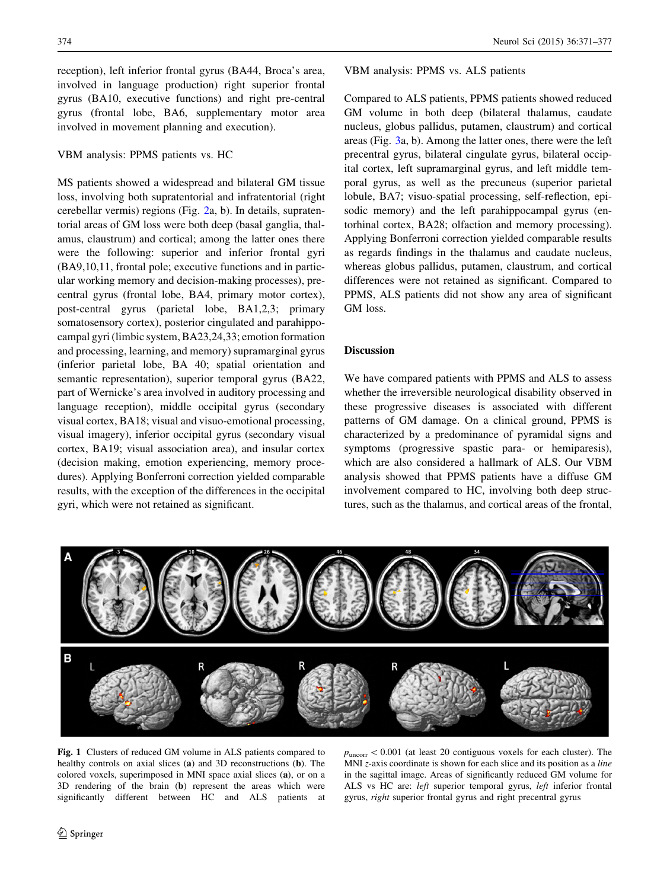reception), left inferior frontal gyrus (BA44, Broca's area, involved in language production) right superior frontal gyrus (BA10, executive functions) and right pre-central gyrus (frontal lobe, BA6, supplementary motor area involved in movement planning and execution).

VBM analysis: PPMS patients vs. HC

MS patients showed a widespread and bilateral GM tissue loss, involving both supratentorial and infratentorial (right cerebellar vermis) regions (Fig. 2a, b). In details, supratentorial areas of GM loss were both deep (basal ganglia, thalamus, claustrum) and cortical; among the latter ones there were the following: superior and inferior frontal gyri (BA9,10,11, frontal pole; executive functions and in particular working memory and decision-making processes), precentral gyrus (frontal lobe, BA4, primary motor cortex), post-central gyrus (parietal lobe, BA1,2,3; primary somatosensory cortex), posterior cingulated and parahippocampal gyri (limbic system, BA23,24,33; emotion formation and processing, learning, and memory) supramarginal gyrus (inferior parietal lobe, BA 40; spatial orientation and semantic representation), superior temporal gyrus (BA22, part of Wernicke's area involved in auditory processing and language reception), middle occipital gyrus (secondary visual cortex, BA18; visual and visuo-emotional processing, visual imagery), inferior occipital gyrus (secondary visual cortex, BA19; visual association area), and insular cortex (decision making, emotion experiencing, memory procedures). Applying Bonferroni correction yielded comparable results, with the exception of the differences in the occipital gyri, which were not retained as significant.

VBM analysis: PPMS vs. ALS patients

Compared to ALS patients, PPMS patients showed reduced GM volume in both deep (bilateral thalamus, caudate nucleus, globus pallidus, putamen, claustrum) and cortical areas (Fig. 3a, b). Among the latter ones, there were the left precentral gyrus, bilateral cingulate gyrus, bilateral occipital cortex, left supramarginal gyrus, and left middle temporal gyrus, as well as the precuneus (superior parietal lobule, BA7; visuo-spatial processing, self-reflection, episodic memory) and the left parahippocampal gyrus (entorhinal cortex, BA28; olfaction and memory processing). Applying Bonferroni correction yielded comparable results as regards findings in the thalamus and caudate nucleus, whereas globus pallidus, putamen, claustrum, and cortical differences were not retained as significant. Compared to PPMS, ALS patients did not show any area of significant GM loss.

## Discussion

We have compared patients with PPMS and ALS to assess whether the irreversible neurological disability observed in these progressive diseases is associated with different patterns of GM damage. On a clinical ground, PPMS is characterized by a predominance of pyramidal signs and symptoms (progressive spastic para- or hemiparesis), which are also considered a hallmark of ALS. Our VBM analysis showed that PPMS patients have a diffuse GM involvement compared to HC, involving both deep structures, such as the thalamus, and cortical areas of the frontal,

**Fig. 1** Clusters of reduced GM volume in ALS patients compared to healthy controls on axial slices (**a**) and 3D reconstructions (**b**). The colored voxels, superimposed in MNI space axial slices (**a**), or on a 3D rendering of the brain (**b**) represent the areas which were significantly different between HC and ALS patients at $p_{uncorr} < 0.001$ (at least 20 contiguous voxels for each cluster). The MNI *z*-axis coordinate is shown for each slice and its position as a *line* in the sagittal image. Areas of significantly reduced GM volume for ALS vs HC are: *left* superior temporal gyrus, *left* inferior frontal gyrus, *right* superior frontal gyrus and right precentral gyrus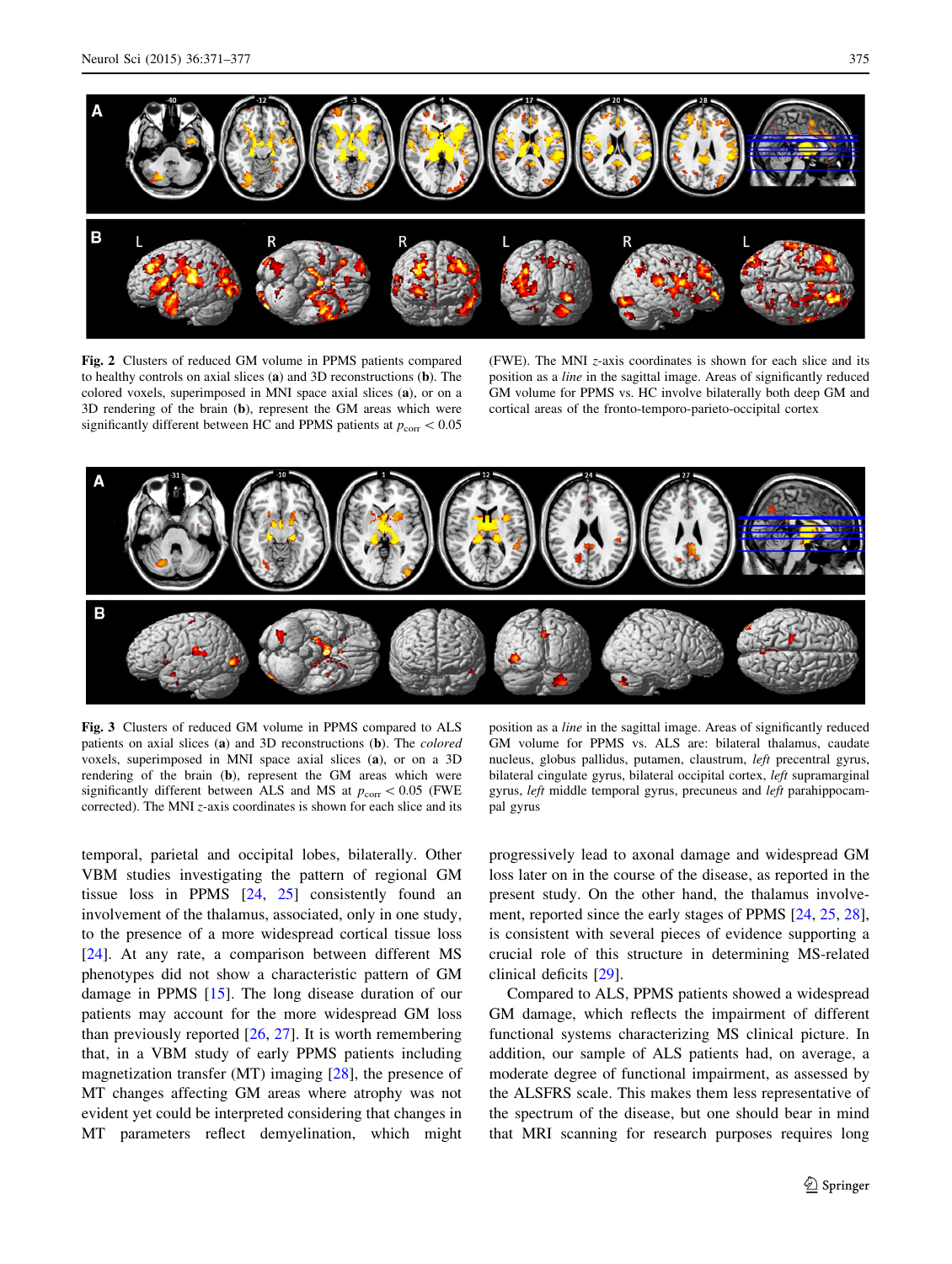**Fig. 2** Clusters of reduced GM volume in PPMS patients compared to healthy controls on axial slices (**a**) and 3D reconstructions (**b**). The colored voxels, superimposed in MNI space axial slices (**a**), or on a 3D rendering of the brain (**b**), represent the GM areas which were significantly different between HC and PPMS patients at $p_{corr} < 0.05$ (FWE). The MNI *z*-axis coordinates is shown for each slice and its position as a *line* in the sagittal image. Areas of significantly reduced GM volume for PPMS vs. HC involve bilaterally both deep GM and cortical areas of the fronto-temporo-parieto-occipital cortex

**Fig. 3** Clusters of reduced GM volume in PPMS compared to ALS patients on axial slices (**a**) and 3D reconstructions (**b**). The *colored* voxels, superimposed in MNI space axial slices (**a**), or on a 3D rendering of the brain (**b**), represent the GM areas which were significantly different between ALS and MS at $p_{corr} < 0.05$ (FWE corrected). The MNI *z*-axis coordinates is shown for each slice and its position as a *line* in the sagittal image. Areas of significantly reduced GM volume for PPMS vs. ALS are: bilateral thalamus, caudate nucleus, globus pallidus, putamen, claustrum, *left* precentral gyrus, bilateral cingulate gyrus, bilateral occipital cortex, *left* supramarginal gyrus, *left* middle temporal gyrus, precuneus and *left* parahippocampal gyrus

temporal, parietal and occipital lobes, bilaterally. Other VBM studies investigating the pattern of regional GM tissue loss in PPMS [24, 25] consistently found an involvement of the thalamus, associated, only in one study, to the presence of a more widespread cortical tissue loss [24]. At any rate, a comparison between different MS phenotypes did not show a characteristic pattern of GM damage in PPMS [15]. The long disease duration of our patients may account for the more widespread GM loss than previously reported [26, 27]. It is worth remembering that, in a VBM study of early PPMS patients including magnetization transfer (MT) imaging [28], the presence of MT changes affecting GM areas where atrophy was not evident yet could be interpreted considering that changes in MT parameters reflect demyelination, which might progressively lead to axonal damage and widespread GM loss later on in the course of the disease, as reported in the present study. On the other hand, the thalamus involvement, reported since the early stages of PPMS [24, 25, 28], is consistent with several pieces of evidence supporting a crucial role of this structure in determining MS-related clinical deficits [29].

Compared to ALS, PPMS patients showed a widespread GM damage, which reflects the impairment of different functional systems characterizing MS clinical picture. In addition, our sample of ALS patients had, on average, a moderate degree of functional impairment, as assessed by the ALSFRS scale. This makes them less representative of the spectrum of the disease, but one should bear in mind that MRI scanning for research purposes requires long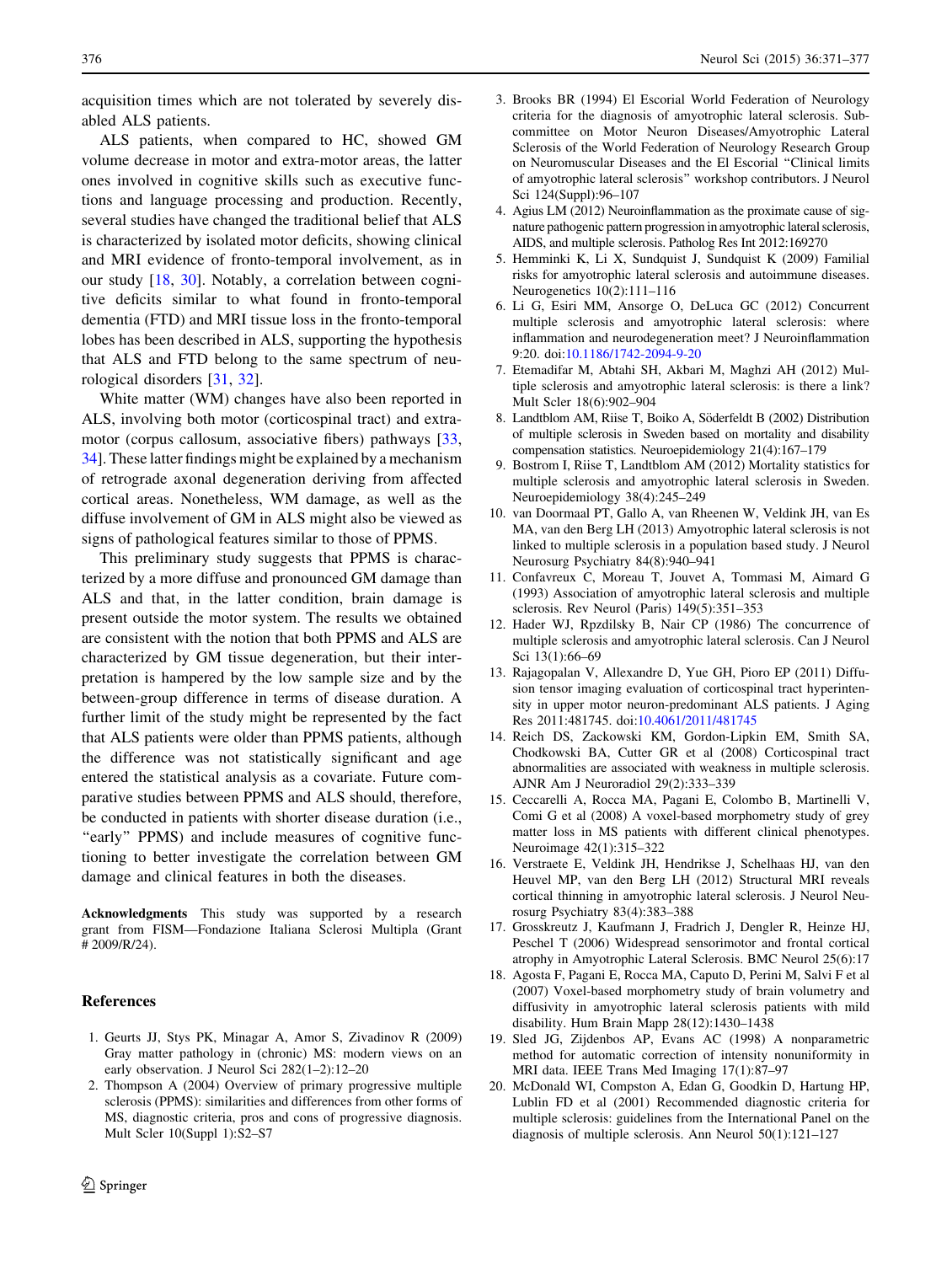acquisition times which are not tolerated by severely disabled ALS patients.

ALS patients, when compared to HC, showed GM volume decrease in motor and extra-motor areas, the latter ones involved in cognitive skills such as executive functions and language processing and production. Recently, several studies have changed the traditional belief that ALS is characterized by isolated motor deficits, showing clinical and MRI evidence of fronto-temporal involvement, as in our study [18, 30]. Notably, a correlation between cognitive deficits similar to what found in fronto-temporal dementia (FTD) and MRI tissue loss in the fronto-temporal lobes has been described in ALS, supporting the hypothesis that ALS and FTD belong to the same spectrum of neurological disorders [31, 32].

White matter (WM) changes have also been reported in ALS, involving both motor (corticospinal tract) and extra-motor (corpus callosum, associative fibers) pathways [33, 34]. These latter findings might be explained by a mechanism of retrograde axonal degeneration deriving from affected cortical areas. Nonetheless, WM damage, as well as the diffuse involvement of GM in ALS might also be viewed as signs of pathological features similar to those of PPMS.

This preliminary study suggests that PPMS is characterized by a more diffuse and pronounced GM damage than ALS and that, in the latter condition, brain damage is present outside the motor system. The results we obtained are consistent with the notion that both PPMS and ALS are characterized by GM tissue degeneration, but their interpretation is hampered by the low sample size and by the between-group difference in terms of disease duration. A further limit of the study might be represented by the fact that ALS patients were older than PPMS patients, although the difference was not statistically significant and age entered the statistical analysis as a covariate. Future comparative studies between PPMS and ALS should, therefore, be conducted in patients with shorter disease duration (i.e., "early" PPMS) and include measures of cognitive functioning to better investigate the correlation between GM damage and clinical features in both the diseases.

**Acknowledgments** This study was supported by a research grant from FISM—Fondazione Italiana Sclerosi Multipla (Grant # 2009/R/24).

## References

1. Geurts JJ, Stys PK, Minagar A, Amor S, Zivadinov R (2009) Gray matter pathology in (chronic) MS: modern views on an early observation. J Neurol Sci 282(1–2):12–20
2. Thompson A (2004) Overview of primary progressive multiple sclerosis (PPMS): similarities and differences from other forms of MS, diagnostic criteria, pros and cons of progressive diagnosis. Mult Scler 10(Suppl 1):S2–S7
3. Brooks BR (1994) El Escorial World Federation of Neurology criteria for the diagnosis of amyotrophic lateral sclerosis. Subcommittee on Motor Neuron Diseases/Amyotrophic Lateral Sclerosis of the World Federation of Neurology Research Group on Neuromuscular Diseases and the El Escorial "Clinical limits of amyotrophic lateral sclerosis" workshop contributors. J Neurol Sci 124(Suppl):96–107
4. Agius LM (2012) Neuroinflammation as the proximate cause of signature pathogenic pattern progression in amyotrophic lateral sclerosis, AIDS, and multiple sclerosis. Patholog Res Int 2012:169270
5. Hemminki K, Li X, Sundquist J, Sundquist K (2009) Familial risks for amyotrophic lateral sclerosis and autoimmune diseases. Neurogenetics 10(2):111–116
6. Li G, Esiri MM, Ansorge O, DeLuca GC (2012) Concurrent multiple sclerosis and amyotrophic lateral sclerosis: where inflammation and neurodegeneration meet? J Neuroinflammation 9:20. doi:10.1186/1742-2094-9-20
7. Etemadifar M, Abtahi SH, Akbari M, Maghzi AH (2012) Multiple sclerosis and amyotrophic lateral sclerosis: is there a link? Mult Scler 18(6):902–904
8. Landtblom AM, Riise T, Boiko A, Söderfeldt B (2002) Distribution of multiple sclerosis in Sweden based on mortality and disability compensation statistics. Neuroepidemiology 21(4):167–179
9. Bostrom I, Riise T, Landtblom AM (2012) Mortality statistics for multiple sclerosis and amyotrophic lateral sclerosis in Sweden. Neuroepidemiology 38(4):245–249
10. van Doormaal PT, Gallo A, van Rheenen W, Veldink JH, van Es MA, van den Berg LH (2013) Amyotrophic lateral sclerosis is not linked to multiple sclerosis in a population based study. J Neurol Neurosurg Psychiatry 84(8):940–941
11. Confavreux C, Moreau T, Jouvet A, Tommasi M, Aimard G (1993) Association of amyotrophic lateral sclerosis and multiple sclerosis. Rev Neurol (Paris) 149(5):351–353
12. Hader WJ, Rpzdilsky B, Nair CP (1986) The concurrence of multiple sclerosis and amyotrophic lateral sclerosis. Can J Neurol Sci 13(1):66–69
13. Rajagopalan V, Allexandre D, Yue GH, Pioro EP (2011) Diffusion tensor imaging evaluation of corticospinal tract hyperintensity in upper motor neuron-predominant ALS patients. J Aging Res 2011:481745. doi:10.4061/2011/481745
14. Reich DS, Zackowski KM, Gordon-Lipkin EM, Smith SA, Chodkowski BA, Cutter GR et al (2008) Corticospinal tract abnormalities are associated with weakness in multiple sclerosis. AJNR Am J Neuroradiol 29(2):333–339
15. Ceccarelli A, Rocca MA, Pagani E, Colombo B, Martinelli V, Comi G et al (2008) A voxel-based morphometry study of grey matter loss in MS patients with different clinical phenotypes. Neuroimage 42(1):315–322
16. Verstraete E, Veldink JH, Hendrikse J, Schelhaas HJ, van den Heuvel MP, van den Berg LH (2012) Structural MRI reveals cortical thinning in amyotrophic lateral sclerosis. J Neurol Neurosurg Psychiatry 83(4):383–388
17. Grosskreutz J, Kaufmann J, Fradrich J, Dengler R, Heinze HJ, Peschel T (2006) Widespread sensorimotor and frontal cortical atrophy in Amyotrophic Lateral Sclerosis. BMC Neurol 25(6):17
18. Agosta F, Pagani E, Rocca MA, Caputo D, Perini M, Salvi F et al (2007) Voxel-based morphometry study of brain volumetry and diffusivity in amyotrophic lateral sclerosis patients with mild disability. Hum Brain Mapp 28(12):1430–1438
19. Sled JG, Zijdenbos AP, Evans AC (1998) A nonparametric method for automatic correction of intensity nonuniformity in MRI data. IEEE Trans Med Imaging 17(1):87–97
20. McDonald WI, Compston A, Edan G, Goodkin D, Hartung HP, Lublin FD et al (2001) Recommended diagnostic criteria for multiple sclerosis: guidelines from the International Panel on the diagnosis of multiple sclerosis. Ann Neurol 50(1):121–127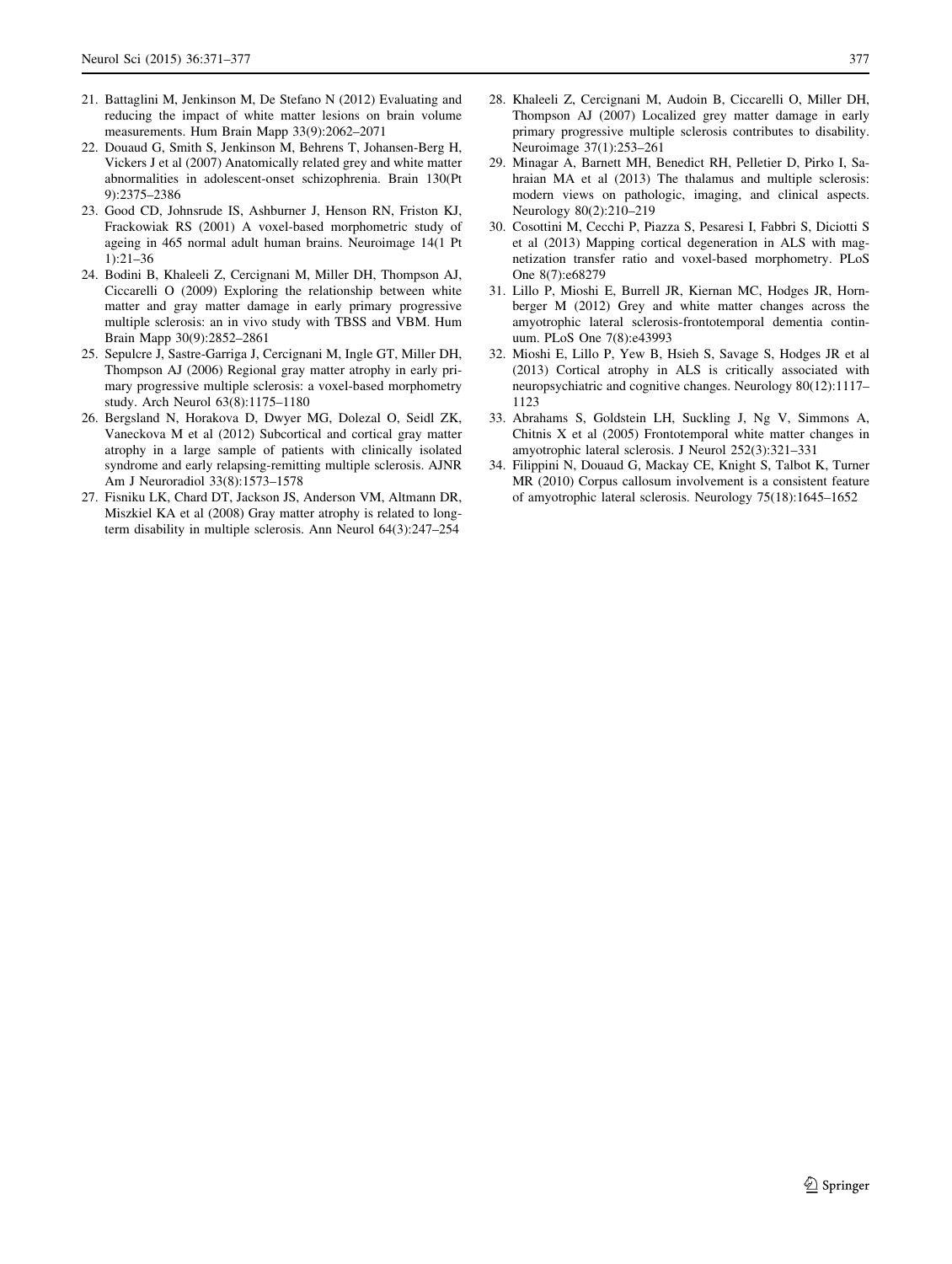21. Battaglini M, Jenkinson M, De Stefano N (2012) Evaluating and reducing the impact of white matter lesions on brain volume measurements. Hum Brain Mapp 33(9):2062–2071
22. Douaud G, Smith S, Jenkinson M, Behrens T, Johansen-Berg H, Vickers J et al (2007) Anatomically related grey and white matter abnormalities in adolescent-onset schizophrenia. Brain 130(Pt 9):2375–2386
23. Good CD, Johnsrude IS, Ashburner J, Henson RN, Friston KJ, Frackowiak RS (2001) A voxel-based morphometric study of ageing in 465 normal adult human brains. Neuroimage 14(1 Pt 1):21–36
24. Bodini B, Khaleeli Z, Cercignani M, Miller DH, Thompson AJ, Ciccarelli O (2009) Exploring the relationship between white matter and gray matter damage in early primary progressive multiple sclerosis: an in vivo study with TBSS and VBM. Hum Brain Mapp 30(9):2852–2861
25. Sepulcre J, Sastre-Garriga J, Cercignani M, Ingle GT, Miller DH, Thompson AJ (2006) Regional gray matter atrophy in early primary progressive multiple sclerosis: a voxel-based morphometry study. Arch Neurol 63(8):1175–1180
26. Bergsland N, Horakova D, Dwyer MG, Dolezal O, Seidl ZK, Vaneckova M et al (2012) Subcortical and cortical gray matter atrophy in a large sample of patients with clinically isolated syndrome and early relapsing-remitting multiple sclerosis. AJNR Am J Neuroradiol 33(8):1573–1578
27. Fisniku LK, Chard DT, Jackson JS, Anderson VM, Altmann DR, Miszkiel KA et al (2008) Gray matter atrophy is related to long-term disability in multiple sclerosis. Ann Neurol 64(3):247–254
28. Khaleeli Z, Cercignani M, Audoin B, Ciccarelli O, Miller DH, Thompson AJ (2007) Localized grey matter damage in early primary progressive multiple sclerosis contributes to disability. Neuroimage 37(1):253–261
29. Minagar A, Barnett MH, Benedict RH, Pelletier D, Pirko I, Sahraian MA et al (2013) The thalamus and multiple sclerosis: modern views on pathologic, imaging, and clinical aspects. Neurology 80(2):210–219
30. Cosottini M, Cecchi P, Piazza S, Pesaresi I, Fabbri S, Diciotti S et al (2013) Mapping cortical degeneration in ALS with magnetization transfer ratio and voxel-based morphometry. PLoS One 8(7):e68279
31. Lillo P, Mioshi E, Burrell JR, Kiernan MC, Hodges JR, Hornberger M (2012) Grey and white matter changes across the amyotrophic lateral sclerosis-frontotemporal dementia continuum. PLoS One 7(8):e43993
32. Mioshi E, Lillo P, Yew B, Hsieh S, Savage S, Hodges JR et al (2013) Cortical atrophy in ALS is critically associated with neuropsychiatric and cognitive changes. Neurology 80(12):1117–1123
33. Abrahams S, Goldstein LH, Suckling J, Ng V, Simmons A, Chitnis X et al (2005) Frontotemporal white matter changes in amyotrophic lateral sclerosis. J Neurol 252(3):321–331
34. Filippini N, Douaud G, Mackay CE, Knight S, Talbot K, Turner MR (2010) Corpus callosum involvement is a consistent feature of amyotrophic lateral sclerosis. Neurology 75(18):1645–1652